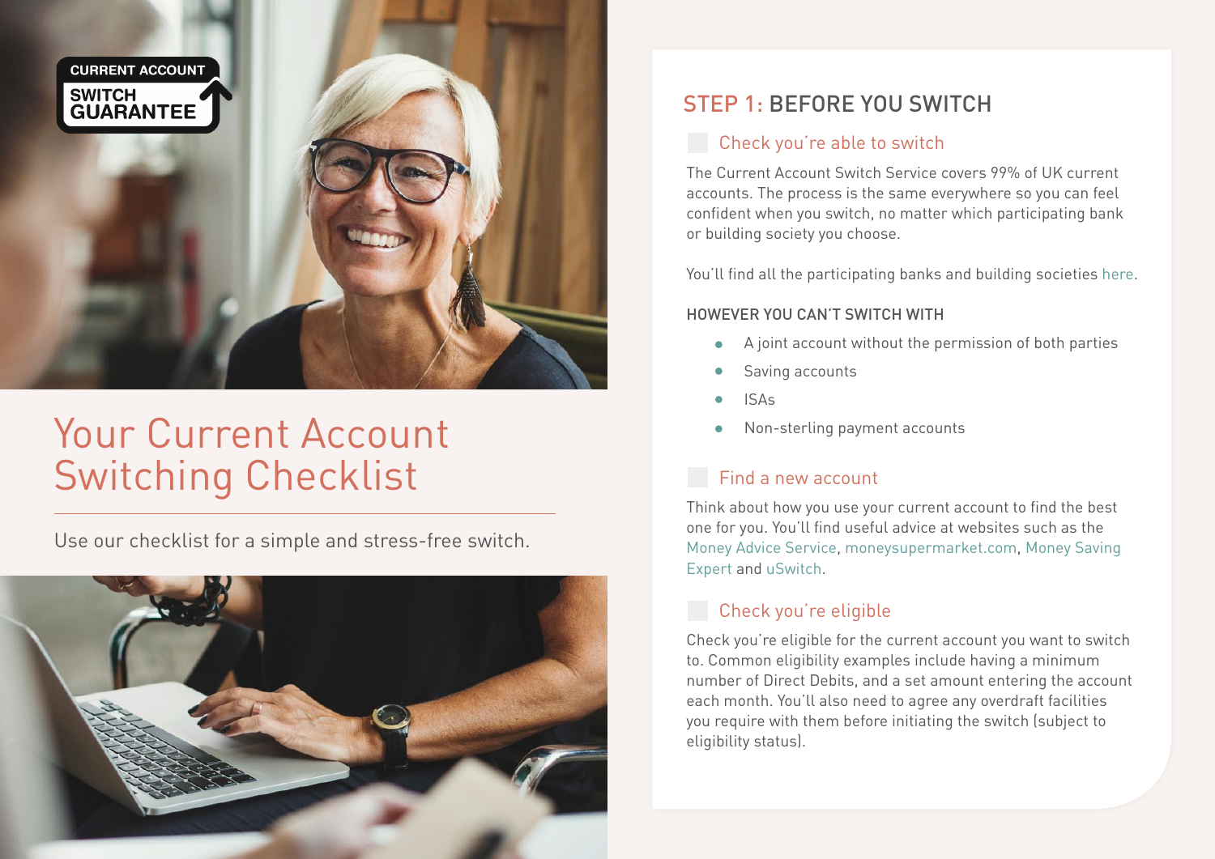CURRENT ACCOUNT SWITCH GUARANTEE

# Your Current Account Switching Checklist

Use our checklist for a simple and stress-free switch.

## STEP 1: BEFORE YOU SWITCH

### Check you're able to switch

The Current Account Switch Service covers 99% of UK current accounts. The process is the same everywhere so you can feel confident when you switch, no matter which participating bank or building society you choose.

You'll find all the participating banks and building societies here.

HOWEVER YOU CAN'T SWITCH WITH

- A joint account without the permission of both parties
- Saving accounts
- ISAs
- Non-sterling payment accounts

### Find a new account

Think about how you use your current account to find the best one for you. You'll find useful advice at websites such as the Money Advice Service, moneysupermarket.com, Money Saving Expert and uSwitch.

### Check you're eligible

Check you're eligible for the current account you want to switch to. Common eligibility examples include having a minimum number of Direct Debits, and a set amount entering the account each month. You'll also need to agree any overdraft facilities you require with them before initiating the switch (subject to eligibility status).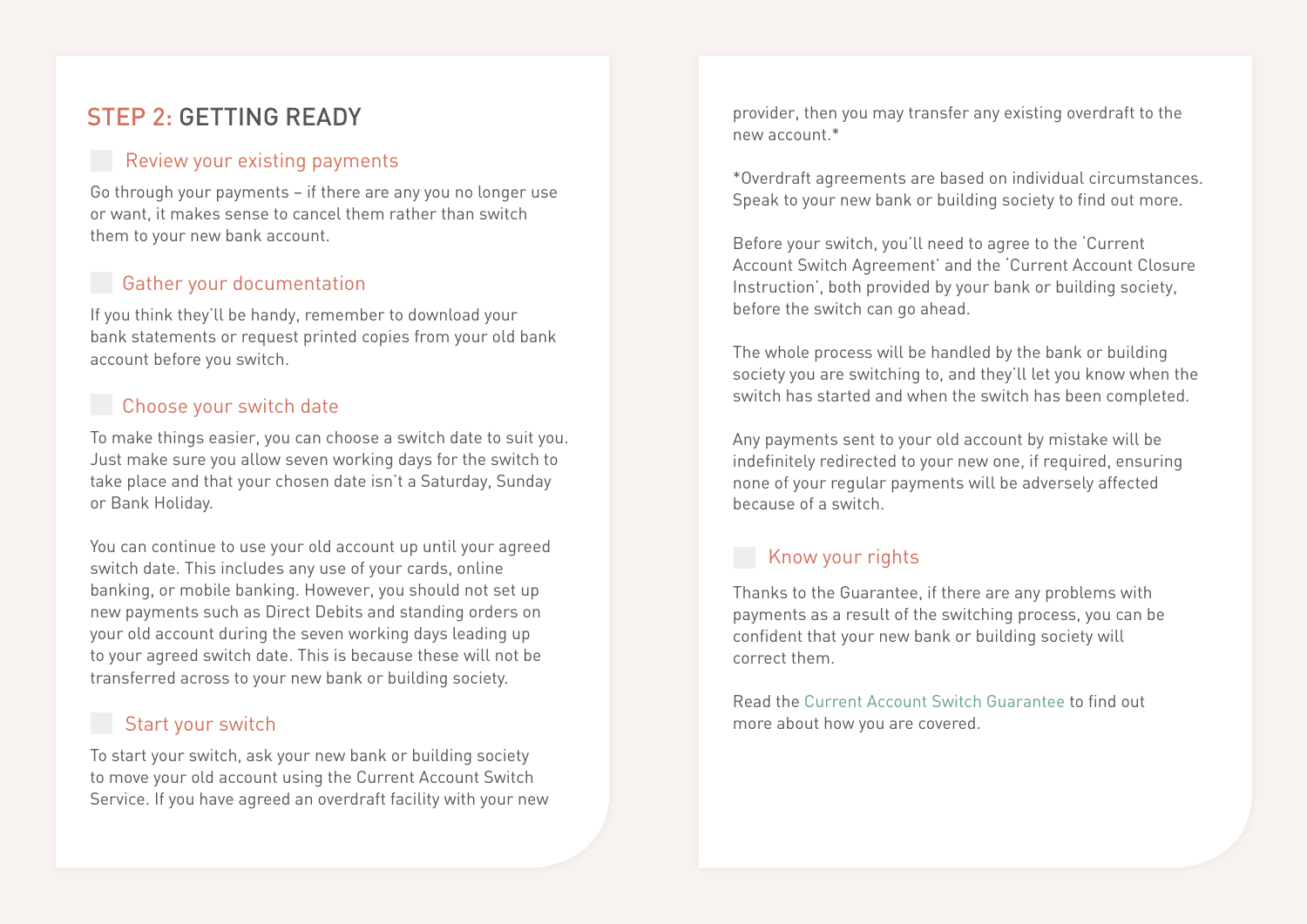## STEP 2: GETTING READY

### Review your existing payments

Go through your payments – if there are any you no longer use or want, it makes sense to cancel them rather than switch them to your new bank account.

### Gather your documentation

If you think they'll be handy, remember to download your bank statements or request printed copies from your old bank account before you switch.

### Choose your switch date

To make things easier, you can choose a switch date to suit you. Just make sure you allow seven working days for the switch to take place and that your chosen date isn't a Saturday, Sunday or Bank Holiday.

You can continue to use your old account up until your agreed switch date. This includes any use of your cards, online banking, or mobile banking. However, you should not set up new payments such as Direct Debits and standing orders on your old account during the seven working days leading up to your agreed switch date. This is because these will not be transferred across to your new bank or building society.

### Start your switch

To start your switch, ask your new bank or building society to move your old account using the Current Account Switch Service. If you have agreed an overdraft facility with your new provider, then you may transfer any existing overdraft to the new account.*

*Overdraft agreements are based on individual circumstances. Speak to your new bank or building society to find out more.

Before your switch, you'll need to agree to the 'Current Account Switch Agreement' and the 'Current Account Closure Instruction', both provided by your bank or building society, before the switch can go ahead.

The whole process will be handled by the bank or building society you are switching to, and they'll let you know when the switch has started and when the switch has been completed.

Any payments sent to your old account by mistake will be indefinitely redirected to your new one, if required, ensuring none of your regular payments will be adversely affected because of a switch.

### Know your rights

Thanks to the Guarantee, if there are any problems with payments as a result of the switching process, you can be confident that your new bank or building society will correct them.

Read the Current Account Switch Guarantee to find out more about how you are covered.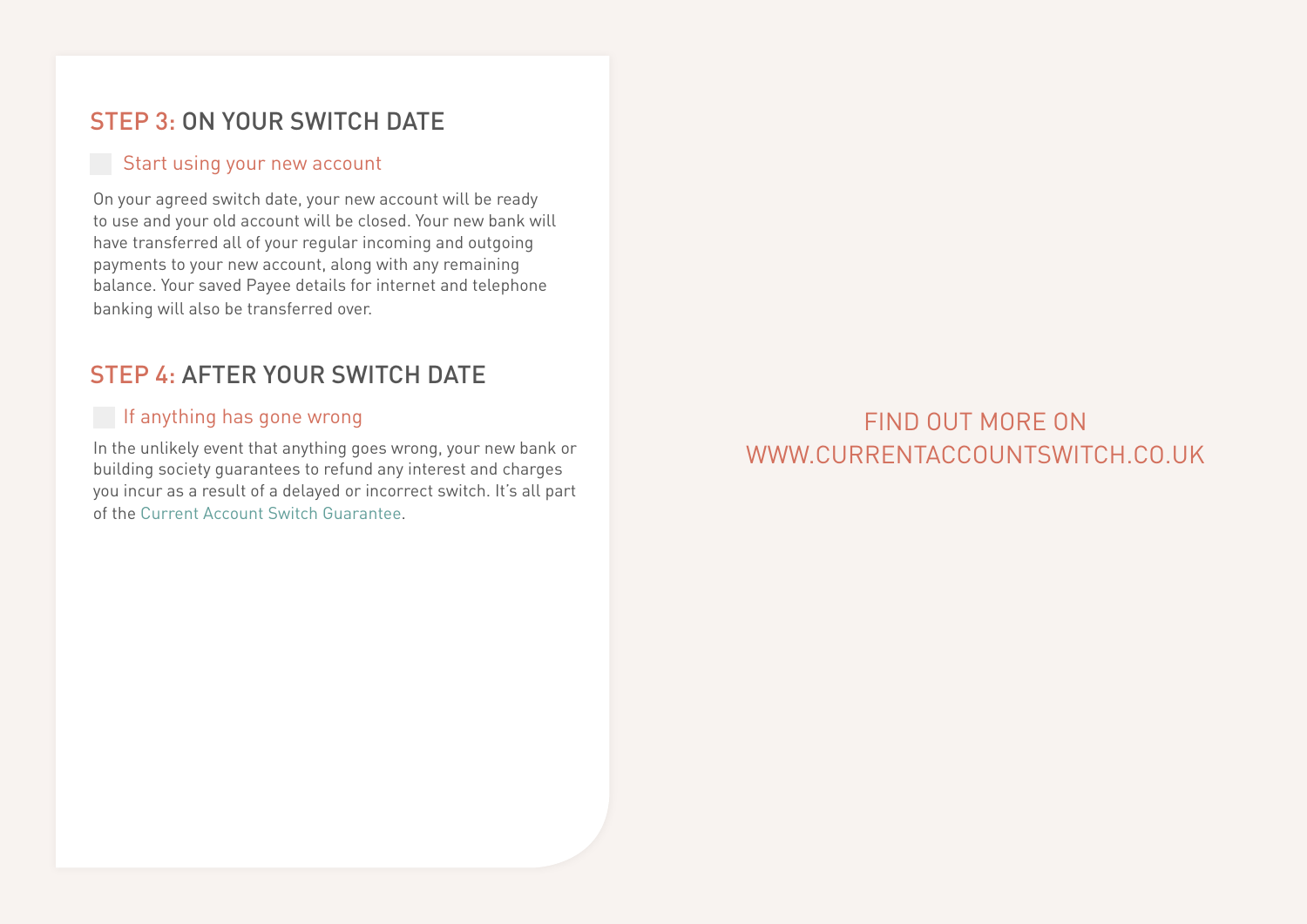## STEP 3: ON YOUR SWITCH DATE

- [ ] Start using your new account

On your agreed switch date, your new account will be ready to use and your old account will be closed. Your new bank will have transferred all of your regular incoming and outgoing payments to your new account, along with any remaining balance. Your saved Payee details for internet and telephone banking will also be transferred over.

## STEP 4: AFTER YOUR SWITCH DATE

- [ ] If anything has gone wrong

In the unlikely event that anything goes wrong, your new bank or building society guarantees to refund any interest and charges you incur as a result of a delayed or incorrect switch. It's all part of the Current Account Switch Guarantee.

FIND OUT MORE ON
WWW.CURRENTACCOUNTSWITCH.CO.UK